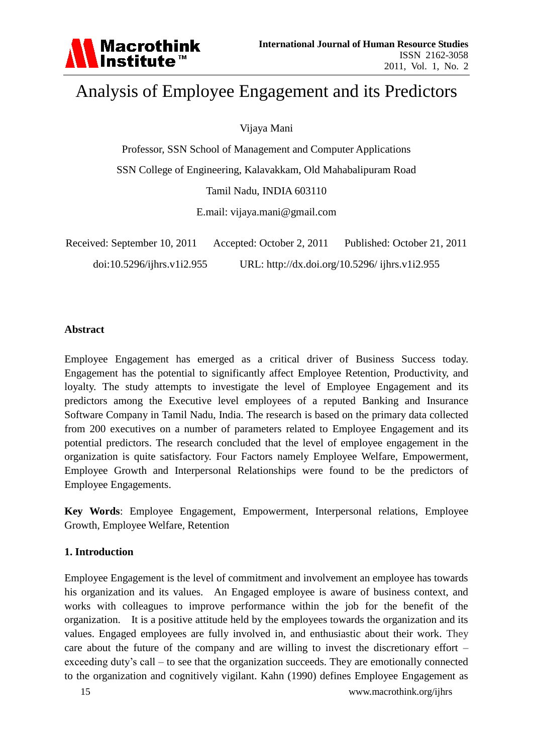# Analysis of Employee Engagement and its Predictors

Vijaya Mani

Professor, SSN School of Management and Computer Applications

SSN College of Engineering, Kalavakkam, Old Mahabalipuram Road

Tamil Nadu, INDIA 603110

E.mail: vijaya.mani@gmail.com

Received: September 10, 2011 Accepted: October 2, 2011 Published: October 21, 2011

doi:10.5296/ijhrs.v1i2.955 URL: http://dx.doi.org/10.5296/ ijhrs.v1i2.955

## Abstract

Employee Engagement has emerged as a critical driver of Business Success today. Engagement has the potential to significantly affect Employee Retention, Productivity, and loyalty. The study attempts to investigate the level of Employee Engagement and its predictors among the Executive level employees of a reputed Banking and Insurance Software Company in Tamil Nadu, India. The research is based on the primary data collected from 200 executives on a number of parameters related to Employee Engagement and its potential predictors. The research concluded that the level of employee engagement in the organization is quite satisfactory. Four Factors namely Employee Welfare, Empowerment, Employee Growth and Interpersonal Relationships were found to be the predictors of Employee Engagements.

**Key Words**: Employee Engagement, Empowerment, Interpersonal relations, Employee Growth, Employee Welfare, Retention

## 1. Introduction

Employee Engagement is the level of commitment and involvement an employee has towards his organization and its values. An Engaged employee is aware of business context, and works with colleagues to improve performance within the job for the benefit of the organization. It is a positive attitude held by the employees towards the organization and its values. Engaged employees are fully involved in, and enthusiastic about their work. They care about the future of the company and are willing to invest the discretionary effort – exceeding duty's call – to see that the organization succeeds. They are emotionally connected to the organization and cognitively vigilant. Kahn (1990) defines Employee Engagement as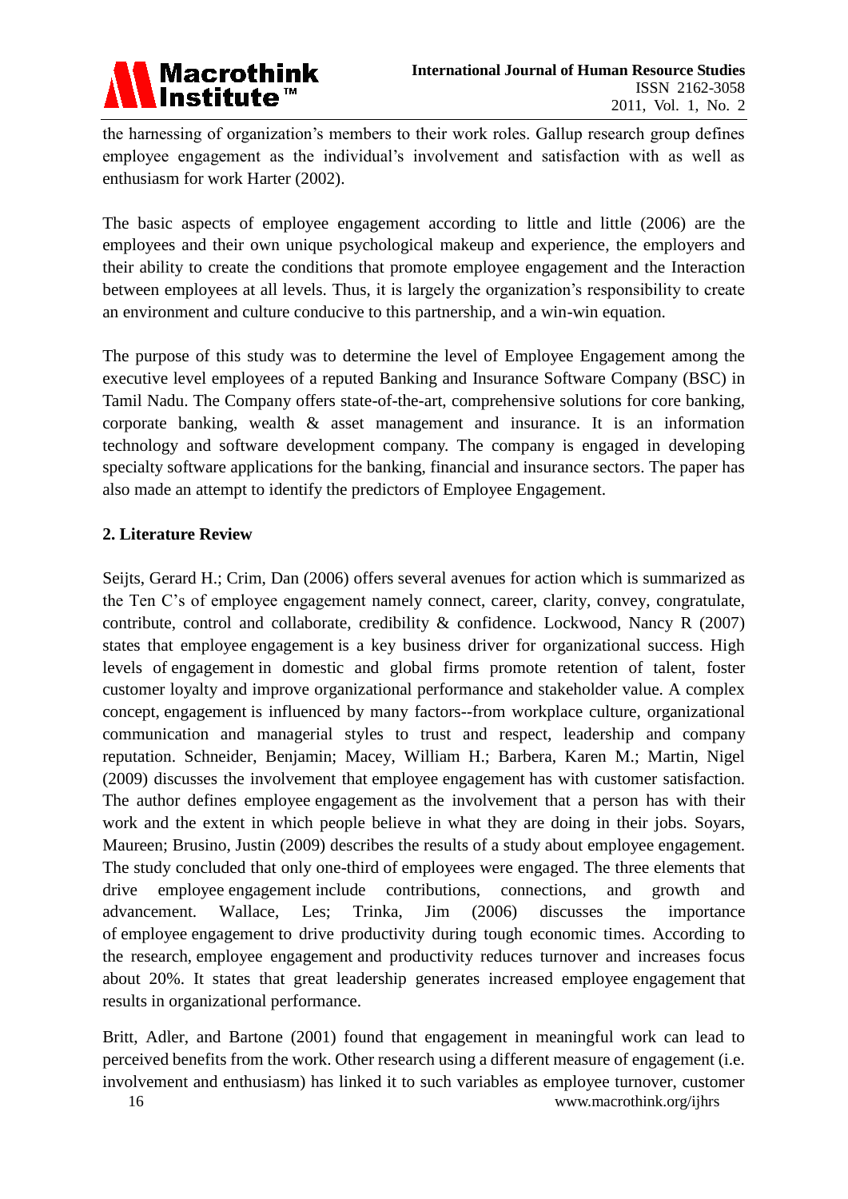the harnessing of organization's members to their work roles. Gallup research group defines employee engagement as the individual's involvement and satisfaction with as well as enthusiasm for work Harter (2002).

The basic aspects of employee engagement according to little and little (2006) are the employees and their own unique psychological makeup and experience, the employers and their ability to create the conditions that promote employee engagement and the Interaction between employees at all levels. Thus, it is largely the organization's responsibility to create an environment and culture conducive to this partnership, and a win-win equation.

The purpose of this study was to determine the level of Employee Engagement among the executive level employees of a reputed Banking and Insurance Software Company (BSC) in Tamil Nadu. The Company offers state-of-the-art, comprehensive solutions for core banking, corporate banking, wealth & asset management and insurance. It is an information technology and software development company. The company is engaged in developing specialty software applications for the banking, financial and insurance sectors. The paper has also made an attempt to identify the predictors of Employee Engagement.

## 2. Literature Review

Seijts, Gerard H.; Crim, Dan (2006) offers several avenues for action which is summarized as the Ten C's of employee engagement namely connect, career, clarity, convey, congratulate, contribute, control and collaborate, credibility & confidence. Lockwood, Nancy R (2007) states that employee engagement is a key business driver for organizational success. High levels of engagement in domestic and global firms promote retention of talent, foster customer loyalty and improve organizational performance and stakeholder value. A complex concept, engagement is influenced by many factors--from workplace culture, organizational communication and managerial styles to trust and respect, leadership and company reputation. Schneider, Benjamin; Macey, William H.; Barbera, Karen M.; Martin, Nigel (2009) discusses the involvement that employee engagement has with customer satisfaction. The author defines employee engagement as the involvement that a person has with their work and the extent in which people believe in what they are doing in their jobs. Soyars, Maureen; Brusino, Justin (2009) describes the results of a study about employee engagement. The study concluded that only one-third of employees were engaged. The three elements that drive employee engagement include contributions, connections, and growth and advancement. Wallace, Les; Trinka, Jim (2006) discusses the importance of employee engagement to drive productivity during tough economic times. According to the research, employee engagement and productivity reduces turnover and increases focus about 20%. It states that great leadership generates increased employee engagement that results in organizational performance.

Britt, Adler, and Bartone (2001) found that engagement in meaningful work can lead to perceived benefits from the work. Other research using a different measure of engagement (i.e. involvement and enthusiasm) has linked it to such variables as employee turnover, customer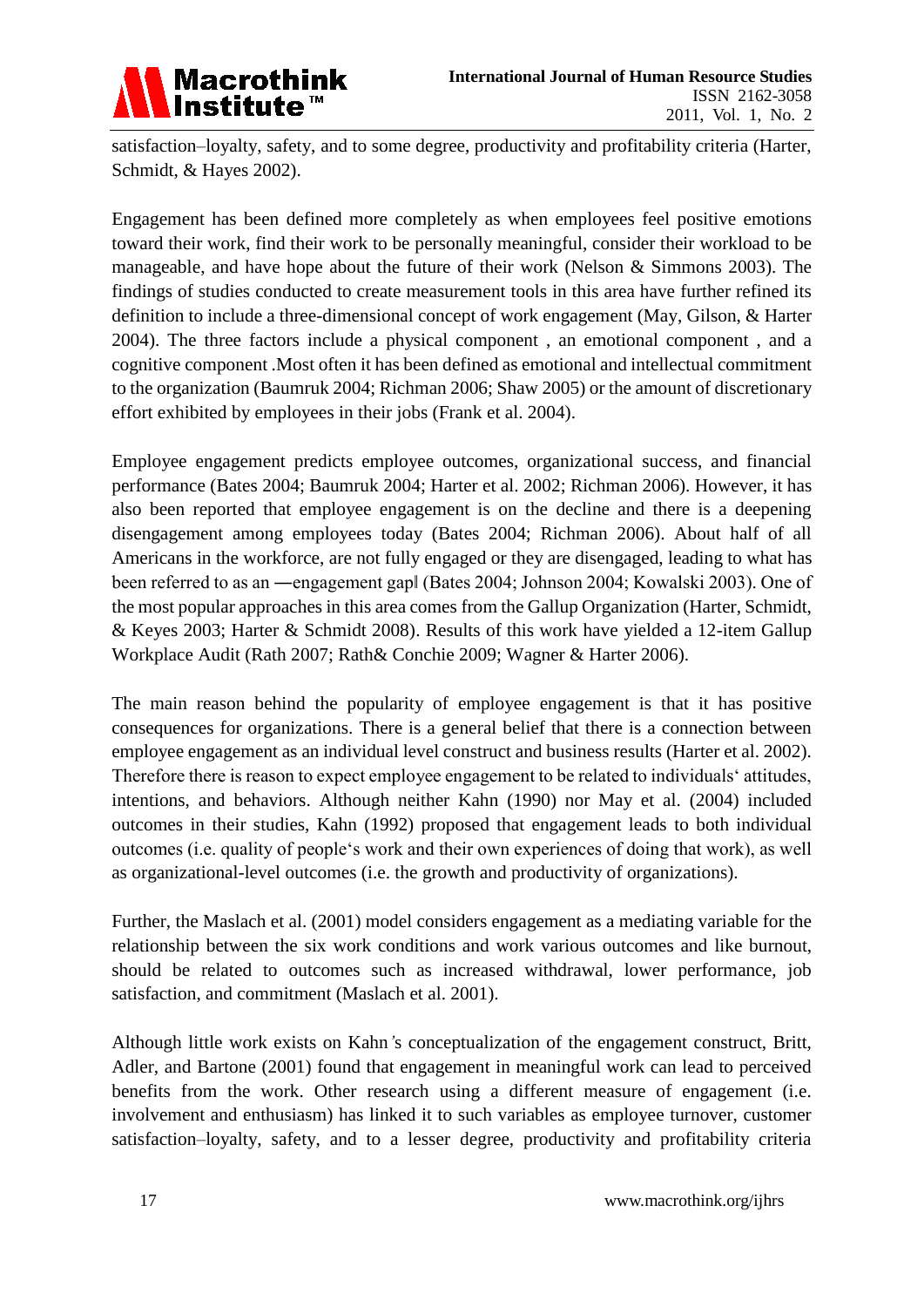satisfaction–loyalty, safety, and to some degree, productivity and profitability criteria (Harter, Schmidt, & Hayes 2002).

Engagement has been defined more completely as when employees feel positive emotions toward their work, find their work to be personally meaningful, consider their workload to be manageable, and have hope about the future of their work (Nelson & Simmons 2003). The findings of studies conducted to create measurement tools in this area have further refined its definition to include a three-dimensional concept of work engagement (May, Gilson, & Harter 2004). The three factors include a physical component , an emotional component , and a cognitive component .Most often it has been defined as emotional and intellectual commitment to the organization (Baumruk 2004; Richman 2006; Shaw 2005) or the amount of discretionary effort exhibited by employees in their jobs (Frank et al. 2004).

Employee engagement predicts employee outcomes, organizational success, and financial performance (Bates 2004; Baumruk 2004; Harter et al. 2002; Richman 2006). However, it has also been reported that employee engagement is on the decline and there is a deepening disengagement among employees today (Bates 2004; Richman 2006). About half of all Americans in the workforce, are not fully engaged or they are disengaged, leading to what has been referred to as an ―engagement gap‖ (Bates 2004; Johnson 2004; Kowalski 2003). One of the most popular approaches in this area comes from the Gallup Organization (Harter, Schmidt, & Keyes 2003; Harter & Schmidt 2008). Results of this work have yielded a 12-item Gallup Workplace Audit (Rath 2007; Rath& Conchie 2009; Wagner & Harter 2006).

The main reason behind the popularity of employee engagement is that it has positive consequences for organizations. There is a general belief that there is a connection between employee engagement as an individual level construct and business results (Harter et al. 2002). Therefore there is reason to expect employee engagement to be related to individuals' attitudes, intentions, and behaviors. Although neither Kahn (1990) nor May et al. (2004) included outcomes in their studies, Kahn (1992) proposed that engagement leads to both individual outcomes (i.e. quality of people's work and their own experiences of doing that work), as well as organizational-level outcomes (i.e. the growth and productivity of organizations).

Further, the Maslach et al. (2001) model considers engagement as a mediating variable for the relationship between the six work conditions and work various outcomes and like burnout, should be related to outcomes such as increased withdrawal, lower performance, job satisfaction, and commitment (Maslach et al. 2001).

Although little work exists on Kahn's conceptualization of the engagement construct, Britt, Adler, and Bartone (2001) found that engagement in meaningful work can lead to perceived benefits from the work. Other research using a different measure of engagement (i.e. involvement and enthusiasm) has linked it to such variables as employee turnover, customer satisfaction–loyalty, safety, and to a lesser degree, productivity and profitability criteria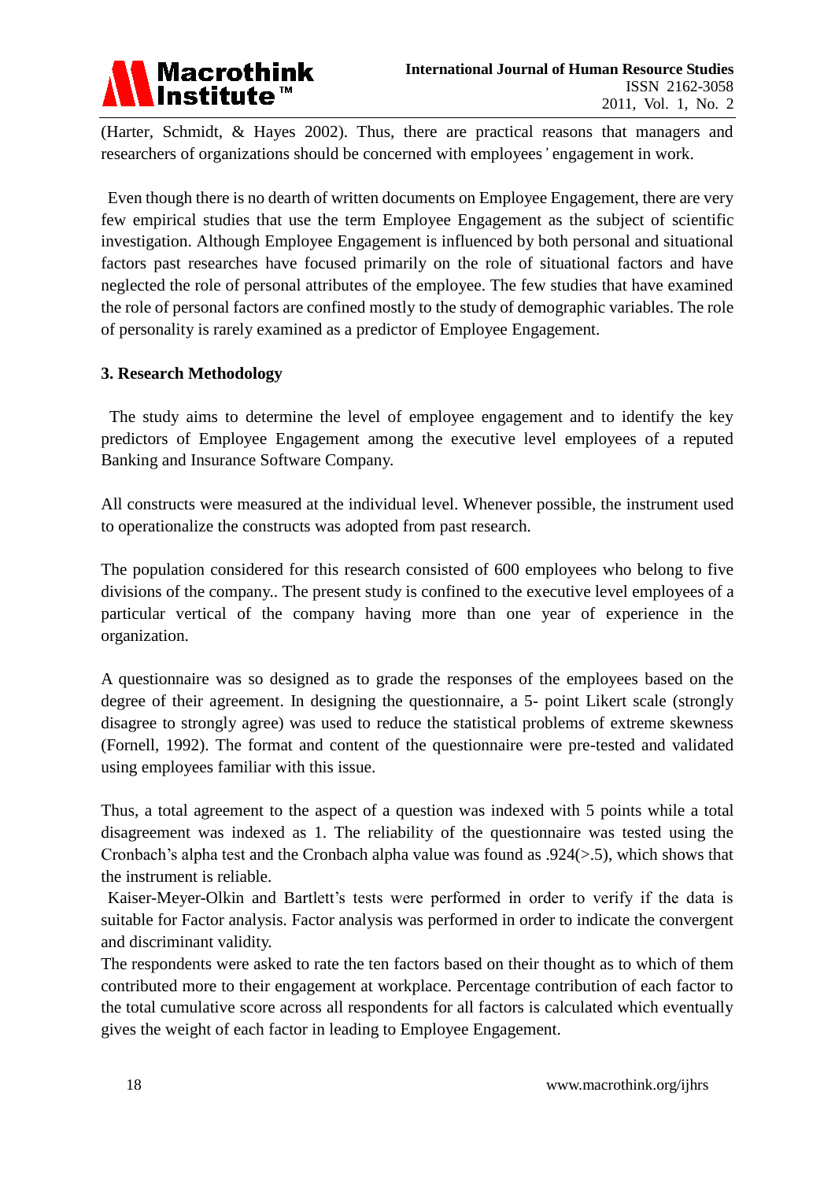(Harter, Schmidt, & Hayes 2002). Thus, there are practical reasons that managers and researchers of organizations should be concerned with employees' engagement in work.

Even though there is no dearth of written documents on Employee Engagement, there are very few empirical studies that use the term Employee Engagement as the subject of scientific investigation. Although Employee Engagement is influenced by both personal and situational factors past researches have focused primarily on the role of situational factors and have neglected the role of personal attributes of the employee. The few studies that have examined the role of personal factors are confined mostly to the study of demographic variables. The role of personality is rarely examined as a predictor of Employee Engagement.

### 3. Research Methodology

The study aims to determine the level of employee engagement and to identify the key predictors of Employee Engagement among the executive level employees of a reputed Banking and Insurance Software Company.

All constructs were measured at the individual level. Whenever possible, the instrument used to operationalize the constructs was adopted from past research.

The population considered for this research consisted of 600 employees who belong to five divisions of the company.. The present study is confined to the executive level employees of a particular vertical of the company having more than one year of experience in the organization.

A questionnaire was so designed as to grade the responses of the employees based on the degree of their agreement. In designing the questionnaire, a 5- point Likert scale (strongly disagree to strongly agree) was used to reduce the statistical problems of extreme skewness (Fornell, 1992). The format and content of the questionnaire were pre-tested and validated using employees familiar with this issue.

Thus, a total agreement to the aspect of a question was indexed with 5 points while a total disagreement was indexed as 1. The reliability of the questionnaire was tested using the Cronbach's alpha test and the Cronbach alpha value was found as .924(>.5), which shows that the instrument is reliable.

Kaiser-Meyer-Olkin and Bartlett's tests were performed in order to verify if the data is suitable for Factor analysis. Factor analysis was performed in order to indicate the convergent and discriminant validity.

The respondents were asked to rate the ten factors based on their thought as to which of them contributed more to their engagement at workplace. Percentage contribution of each factor to the total cumulative score across all respondents for all factors is calculated which eventually gives the weight of each factor in leading to Employee Engagement.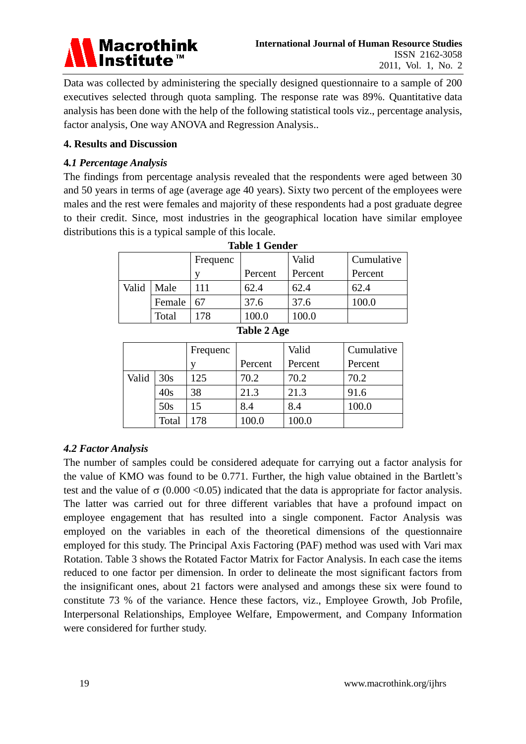Data was collected by administering the specially designed questionnaire to a sample of 200 executives selected through quota sampling. The response rate was 89%. Quantitative data analysis has been done with the help of the following statistical tools viz., percentage analysis, factor analysis, One way ANOVA and Regression Analysis..

## 4. Results and Discussion

### 4.1 Percentage Analysis

The findings from percentage analysis revealed that the respondents were aged between 30 and 50 years in terms of age (average age 40 years). Sixty two percent of the employees were males and the rest were females and majority of these respondents had a post graduate degree to their credit. Since, most industries in the geographical location have similar employee distributions this is a typical sample of this locale.

**Table 1 Gender**

| | | Frequency | Percent | Valid Percent | Cumulative Percent |
|---|---|---|---|---|---|
| Valid | Male | 111 | 62.4 | 62.4 | 62.4 |
| | Female | 67 | 37.6 | 37.6 | 100.0 |
| | Total | 178 | 100.0 | 100.0 | |

**Table 2 Age**

| | | Frequency | Percent | Valid Percent | Cumulative Percent |
|---|---|---|---|---|---|
| Valid | 30s | 125 | 70.2 | 70.2 | 70.2 |
| | 40s | 38 | 21.3 | 21.3 | 91.6 |
| | 50s | 15 | 8.4 | 8.4 | 100.0 |
| | Total | 178 | 100.0 | 100.0 | |

### 4.2 Factor Analysis

The number of samples could be considered adequate for carrying out a factor analysis for the value of KMO was found to be 0.771. Further, the high value obtained in the Bartlett's test and the value of $\sigma$ (0.000 <0.05) indicated that the data is appropriate for factor analysis. The latter was carried out for three different variables that have a profound impact on employee engagement that has resulted into a single component. Factor Analysis was employed on the variables in each of the theoretical dimensions of the questionnaire employed for this study. The Principal Axis Factoring (PAF) method was used with Vari max Rotation. Table 3 shows the Rotated Factor Matrix for Factor Analysis. In each case the items reduced to one factor per dimension. In order to delineate the most significant factors from the insignificant ones, about 21 factors were analysed and amongs these six were found to constitute 73 % of the variance. Hence these factors, viz., Employee Growth, Job Profile, Interpersonal Relationships, Employee Welfare, Empowerment, and Company Information were considered for further study.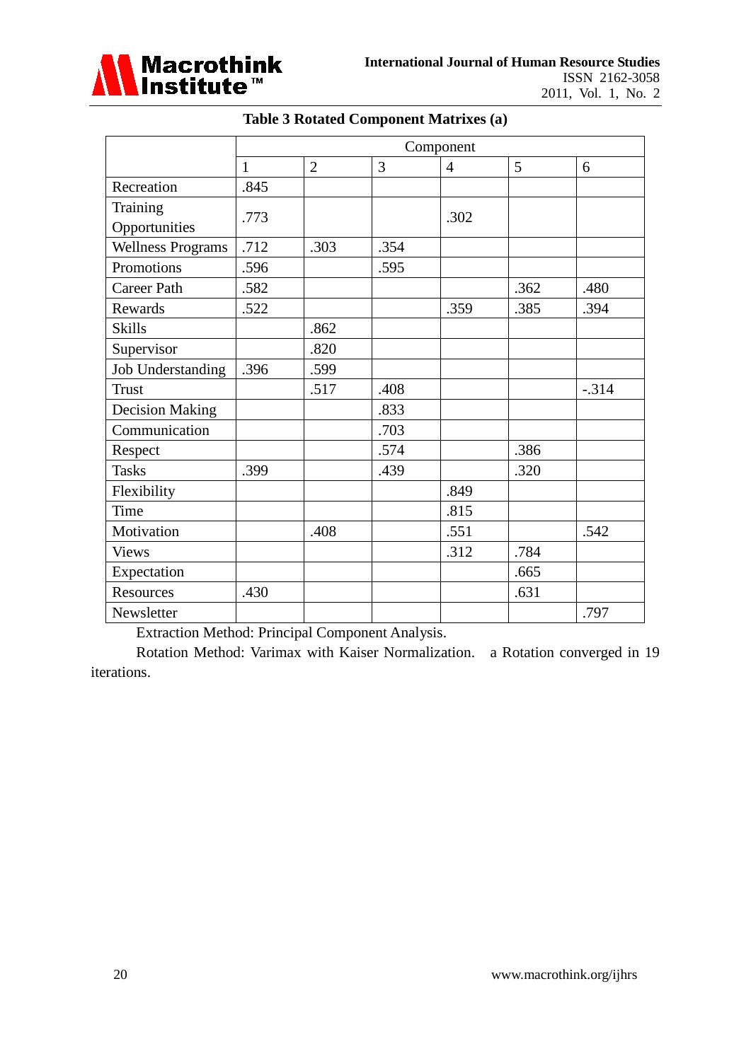**Table 3 Rotated Component Matrixes (a)**

| | Component | | | | | |
|---|---|---|---|---|---|---|
| | 1 | 2 | 3 | 4 | 5 | 6 |
| Recreation | .845 | | | | | |
| Training Opportunities | .773 | | | .302 | | |
| Wellness Programs | .712 | .303 | .354 | | | |
| Promotions | .596 | | .595 | | | |
| Career Path | .582 | | | | .362 | .480 |
| Rewards | .522 | | | .359 | .385 | .394 |
| Skills | | .862 | | | | |
| Supervisor | | .820 | | | | |
| Job Understanding | .396 | .599 | | | | |
| Trust | | .517 | .408 | | | -.314 |
| Decision Making | | | .833 | | | |
| Communication | | | .703 | | | |
| Respect | | | .574 | | .386 | |
| Tasks | .399 | | .439 | | .320 | |
| Flexibility | | | | .849 | | |
| Time | | | | .815 | | |
| Motivation | | .408 | | .551 | | .542 |
| Views | | | | .312 | .784 | |
| Expectation | | | | | .665 | |
| Resources | .430 | | | | .631 | |
| Newsletter | | | | | | .797 |

Extraction Method: Principal Component Analysis.

Rotation Method: Varimax with Kaiser Normalization. a Rotation converged in 19 iterations.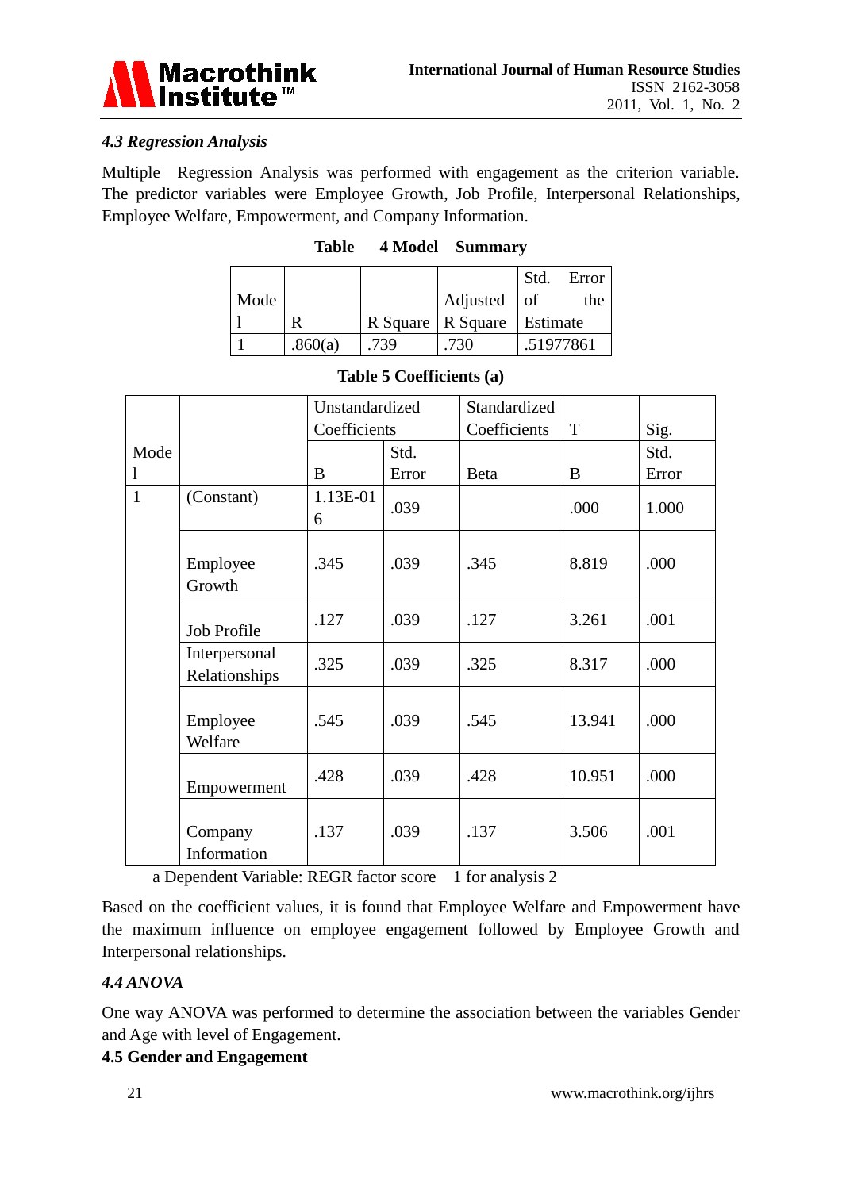### *4.3 Regression Analysis*

Multiple Regression Analysis was performed with engagement as the criterion variable. The predictor variables were Employee Growth, Job Profile, Interpersonal Relationships, Employee Welfare, Empowerment, and Company Information.

**Table 4 Model Summary**

| Model | R | R Square | Adjusted R Square | Std. Error of the Estimate |
|---|---|---|---|---|
| 1 | .860(a) | .739 | .730 | .51977861 |

**Table 5 Coefficients (a)**

| Model | | Unstandardized Coefficients | | Standardized Coefficients | T | Sig. |
|---|---|---|---|---|---|---|
| | | B | Std. Error | Beta | B | Std. Error |
| 1 | (Constant) | 1.13E-016 | .039 | | .000 | 1.000 |
| | Employee Growth | .345 | .039 | .345 | 8.819 | .000 |
| | Job Profile | .127 | .039 | .127 | 3.261 | .001 |
| | Interpersonal Relationships | .325 | .039 | .325 | 8.317 | .000 |
| | Employee Welfare | .545 | .039 | .545 | 13.941 | .000 |
| | Empowerment | .428 | .039 | .428 | 10.951 | .000 |
| | Company Information | .137 | .039 | .137 | 3.506 | .001 |

a Dependent Variable: REGR factor score 1 for analysis 2

Based on the coefficient values, it is found that Employee Welfare and Empowerment have the maximum influence on employee engagement followed by Employee Growth and Interpersonal relationships.

### *4.4 ANOVA*

One way ANOVA was performed to determine the association between the variables Gender and Age with level of Engagement.

### 4.5 Gender and Engagement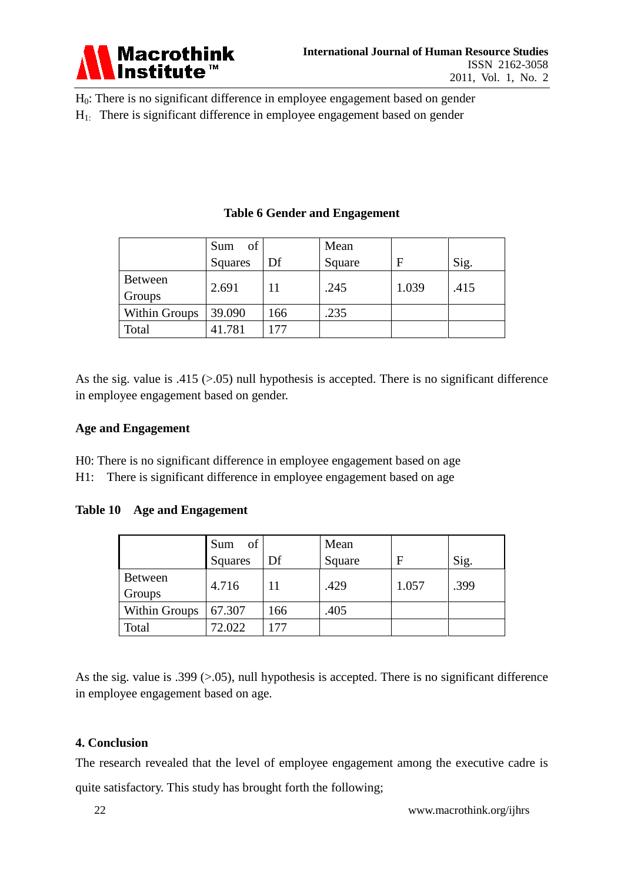$H_0$: There is no significant difference in employee engagement based on gender

$H_1$: There is significant difference in employee engagement based on gender

**Table 6 Gender and Engagement**

| | Sum of Squares | Df | Mean Square | F | Sig. |
|---|---|---|---|---|---|
| Between Groups | 2.691 | 11 | .245 | 1.039 | .415 |
| Within Groups | 39.090 | 166 | .235 | | |
| Total | 41.781 | 177 | | | |

As the sig. value is .415 (>.05) null hypothesis is accepted. There is no significant difference in employee engagement based on gender.

**Age and Engagement**

H0: There is no significant difference in employee engagement based on age

H1: There is significant difference in employee engagement based on age

**Table 10 Age and Engagement**

| | Sum of Squares | Df | Mean Square | F | Sig. |
|---|---|---|---|---|---|
| Between Groups | 4.716 | 11 | .429 | 1.057 | .399 |
| Within Groups | 67.307 | 166 | .405 | | |
| Total | 72.022 | 177 | | | |

As the sig. value is .399 (>.05), null hypothesis is accepted. There is no significant difference in employee engagement based on age.

## 4. Conclusion

The research revealed that the level of employee engagement among the executive cadre is quite satisfactory. This study has brought forth the following;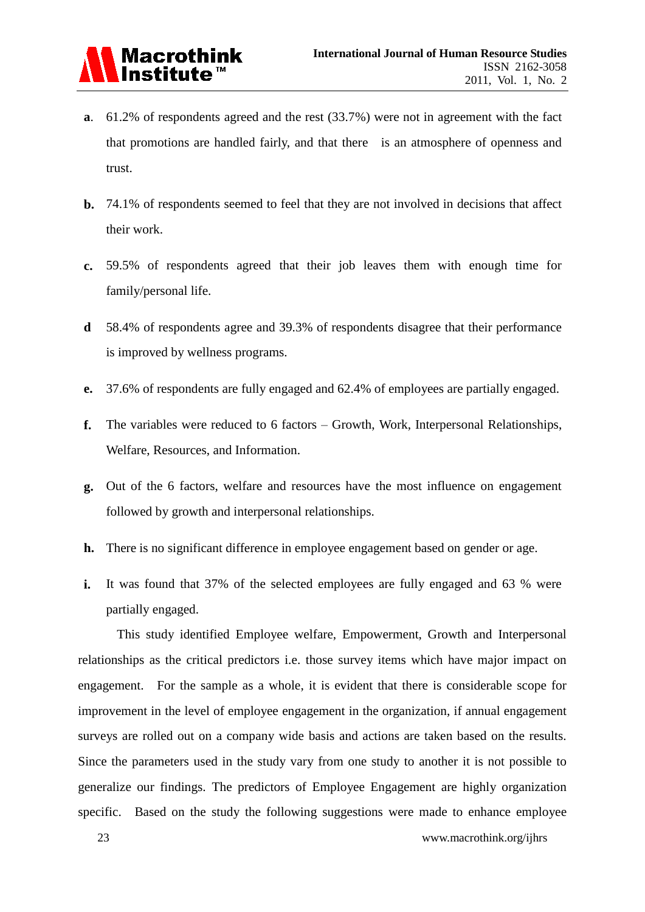**a**. 61.2% of respondents agreed and the rest (33.7%) were not in agreement with the fact that promotions are handled fairly, and that there is an atmosphere of openness and trust.

**b.** 74.1% of respondents seemed to feel that they are not involved in decisions that affect their work.

**c.** 59.5% of respondents agreed that their job leaves them with enough time for family/personal life.

**d** 58.4% of respondents agree and 39.3% of respondents disagree that their performance is improved by wellness programs.

**e.** 37.6% of respondents are fully engaged and 62.4% of employees are partially engaged.

**f.** The variables were reduced to 6 factors – Growth, Work, Interpersonal Relationships, Welfare, Resources, and Information.

**g.** Out of the 6 factors, welfare and resources have the most influence on engagement followed by growth and interpersonal relationships.

**h.** There is no significant difference in employee engagement based on gender or age.

**i.** It was found that 37% of the selected employees are fully engaged and 63 % were partially engaged.

This study identified Employee welfare, Empowerment, Growth and Interpersonal relationships as the critical predictors i.e. those survey items which have major impact on engagement. For the sample as a whole, it is evident that there is considerable scope for improvement in the level of employee engagement in the organization, if annual engagement surveys are rolled out on a company wide basis and actions are taken based on the results. Since the parameters used in the study vary from one study to another it is not possible to generalize our findings. The predictors of Employee Engagement are highly organization specific. Based on the study the following suggestions were made to enhance employee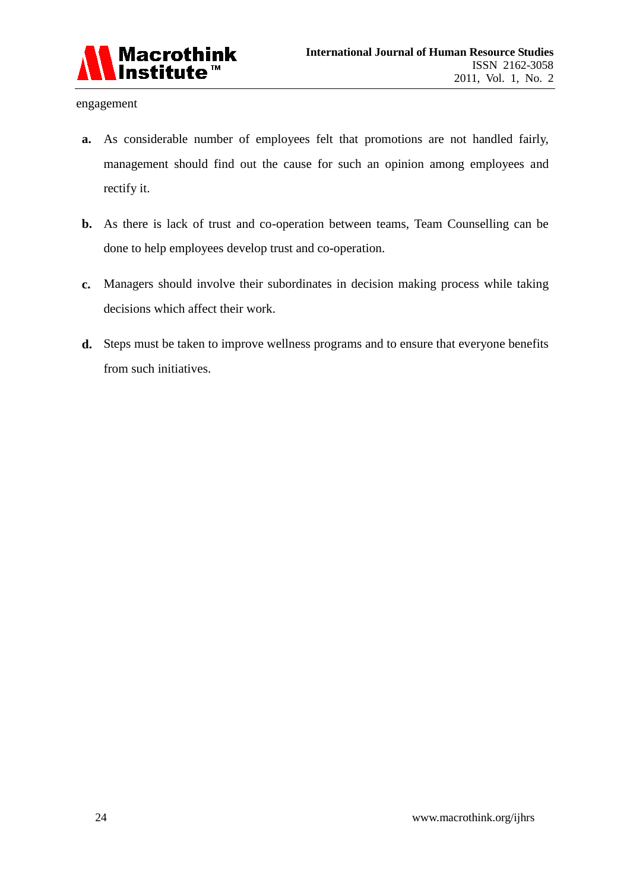engagement

**a.** As considerable number of employees felt that promotions are not handled fairly, management should find out the cause for such an opinion among employees and rectify it.

**b.** As there is lack of trust and co-operation between teams, Team Counselling can be done to help employees develop trust and co-operation.

**c.** Managers should involve their subordinates in decision making process while taking decisions which affect their work.

**d.** Steps must be taken to improve wellness programs and to ensure that everyone benefits from such initiatives.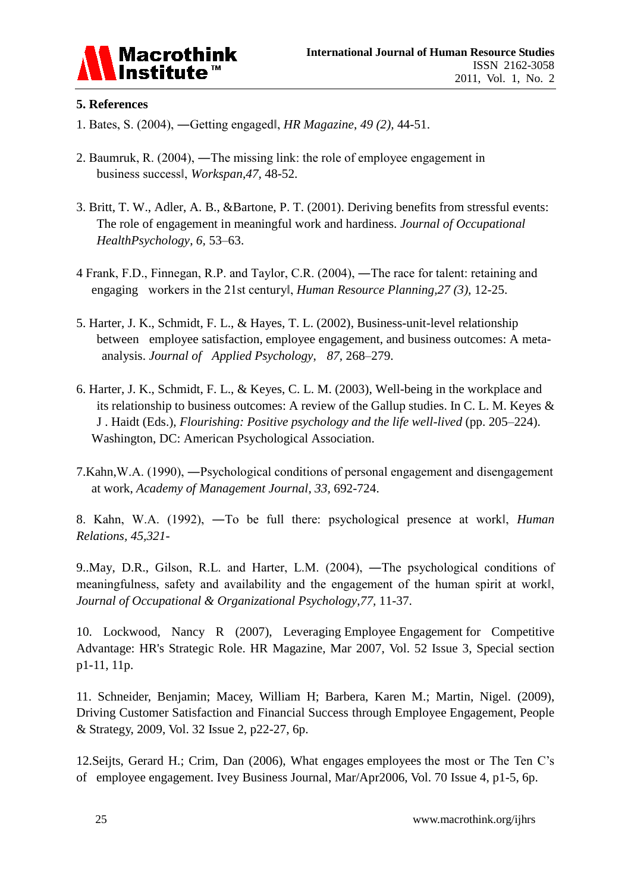## 5. References

1. Bates, S. (2004), ―Getting engaged‖, *HR Magazine*, *49 (2),* 44-51.

2. Baumruk, R. (2004), ―The missing link: the role of employee engagement in business success‖, *Workspan*,*47*, 48-52.

3. Britt, T. W., Adler, A. B., &Bartone, P. T. (2001). Deriving benefits from stressful events: The role of engagement in meaningful work and hardiness. *Journal of Occupational HealthPsychology*, *6,* 53–63.

4 Frank, F.D., Finnegan, R.P. and Taylor, C.R. (2004), ―The race for talent: retaining and engaging workers in the 21st century‖, *Human Resource Planning,27 (3),* 12-25.

5. Harter, J. K., Schmidt, F. L., & Hayes, T. L. (2002), Business-unit-level relationship between employee satisfaction, employee engagement, and business outcomes: A meta-analysis. *Journal of Applied Psychology*, *87,* 268–279.

6. Harter, J. K., Schmidt, F. L., & Keyes, C. L. M. (2003), Well-being in the workplace and its relationship to business outcomes: A review of the Gallup studies. In C. L. M. Keyes & J . Haidt (Eds.), *Flourishing: Positive psychology and the life well-lived* (pp. 205–224). Washington, DC: American Psychological Association.

7.Kahn,W.A. (1990), ―Psychological conditions of personal engagement and disengagement at work, *Academy of Management Journal*, *33,* 692-724.

8. Kahn, W.A. (1992), ―To be full there: psychological presence at work‖, *Human Relations, 45,321-*

9..May, D.R., Gilson, R.L. and Harter, L.M. (2004), ―The psychological conditions of meaningfulness, safety and availability and the engagement of the human spirit at work‖, *Journal of Occupational & Organizational Psychology,77*, 11-37.

10. Lockwood, Nancy R (2007), Leveraging Employee Engagement for Competitive Advantage: HR's Strategic Role. HR Magazine, Mar 2007, Vol. 52 Issue 3, Special section p1-11, 11p.

11. Schneider, Benjamin; Macey, William H; Barbera, Karen M.; Martin, Nigel. (2009), Driving Customer Satisfaction and Financial Success through Employee Engagement, People & Strategy, 2009, Vol. 32 Issue 2, p22-27, 6p.

12.Seijts, Gerard H.; Crim, Dan (2006), What engages employees the most or The Ten C's of employee engagement. Ivey Business Journal, Mar/Apr2006, Vol. 70 Issue 4, p1-5, 6p.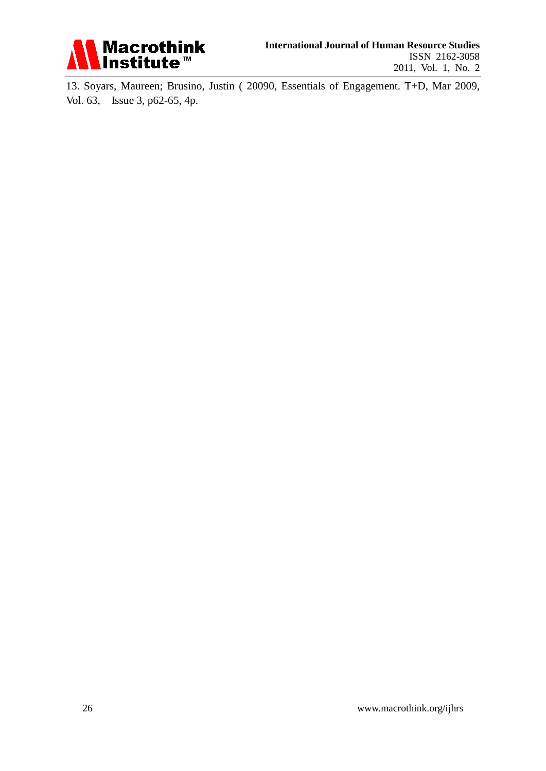13. Soyars, Maureen; Brusino, Justin ( 20090, Essentials of Engagement. T+D, Mar 2009, Vol. 63, Issue 3, p62-65, 4p.